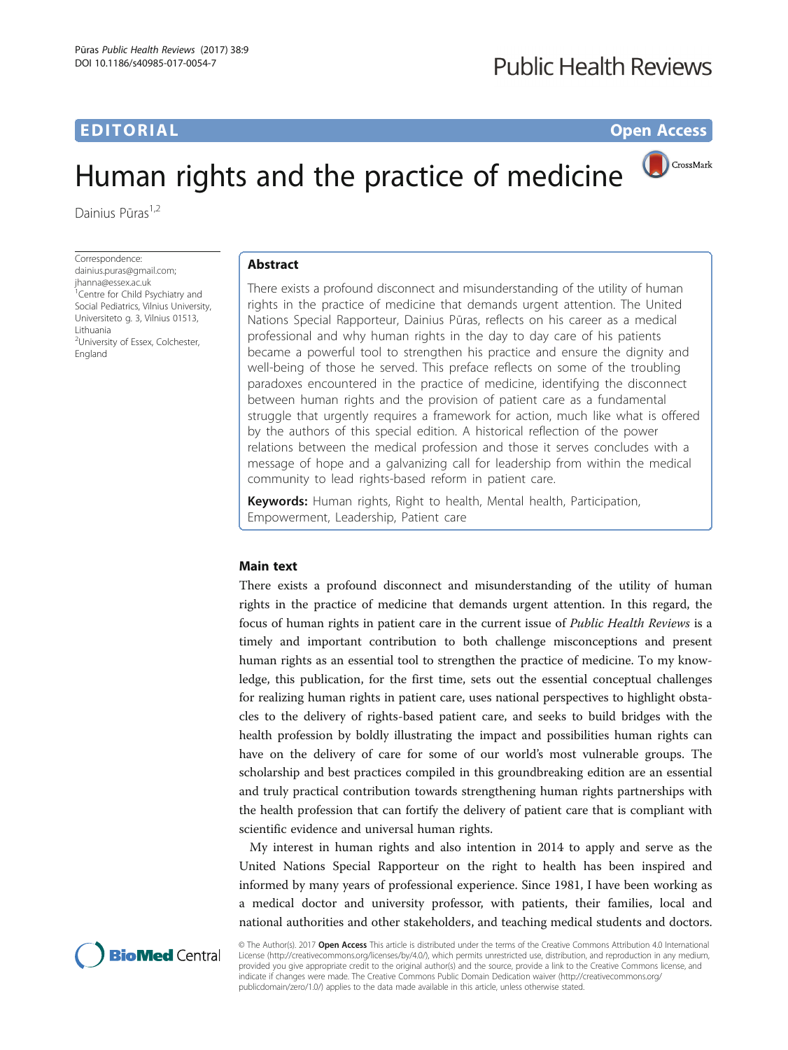EDITORIAL

Open Access

# Human rights and the practice of medicine

Dainius Pūras[1,2]

Correspondence:
dainius.puras@gmail.com;
jhanna@essex.ac.uk
[1]Centre for Child Psychiatry and Social Pediatrics, Vilnius University, Universiteto g. 3, Vilnius 01513, Lithuania
[2]University of Essex, Colchester, England

## Abstract

There exists a profound disconnect and misunderstanding of the utility of human rights in the practice of medicine that demands urgent attention. The United Nations Special Rapporteur, Dainius Pūras, reflects on his career as a medical professional and why human rights in the day to day care of his patients became a powerful tool to strengthen his practice and ensure the dignity and well-being of those he served. This preface reflects on some of the troubling paradoxes encountered in the practice of medicine, identifying the disconnect between human rights and the provision of patient care as a fundamental struggle that urgently requires a framework for action, much like what is offered by the authors of this special edition. A historical reflection of the power relations between the medical profession and those it serves concludes with a message of hope and a galvanizing call for leadership from within the medical community to lead rights-based reform in patient care.

**Keywords:** Human rights, Right to health, Mental health, Participation, Empowerment, Leadership, Patient care

## Main text

There exists a profound disconnect and misunderstanding of the utility of human rights in the practice of medicine that demands urgent attention. In this regard, the focus of human rights in patient care in the current issue of *Public Health Reviews* is a timely and important contribution to both challenge misconceptions and present human rights as an essential tool to strengthen the practice of medicine. To my knowledge, this publication, for the first time, sets out the essential conceptual challenges for realizing human rights in patient care, uses national perspectives to highlight obstacles to the delivery of rights-based patient care, and seeks to build bridges with the health profession by boldly illustrating the impact and possibilities human rights can have on the delivery of care for some of our world's most vulnerable groups. The scholarship and best practices compiled in this groundbreaking edition are an essential and truly practical contribution towards strengthening human rights partnerships with the health profession that can fortify the delivery of patient care that is compliant with scientific evidence and universal human rights.

My interest in human rights and also intention in 2014 to apply and serve as the United Nations Special Rapporteur on the right to health has been inspired and informed by many years of professional experience. Since 1981, I have been working as a medical doctor and university professor, with patients, their families, local and national authorities and other stakeholders, and teaching medical students and doctors.

© The Author(s). 2017 **Open Access** This article is distributed under the terms of the Creative Commons Attribution 4.0 International License (http://creativecommons.org/licenses/by/4.0/), which permits unrestricted use, distribution, and reproduction in any medium, provided you give appropriate credit to the original author(s) and the source, provide a link to the Creative Commons license, and indicate if changes were made. The Creative Commons Public Domain Dedication waiver (http://creativecommons.org/publicdomain/zero/1.0/) applies to the data made available in this article, unless otherwise stated.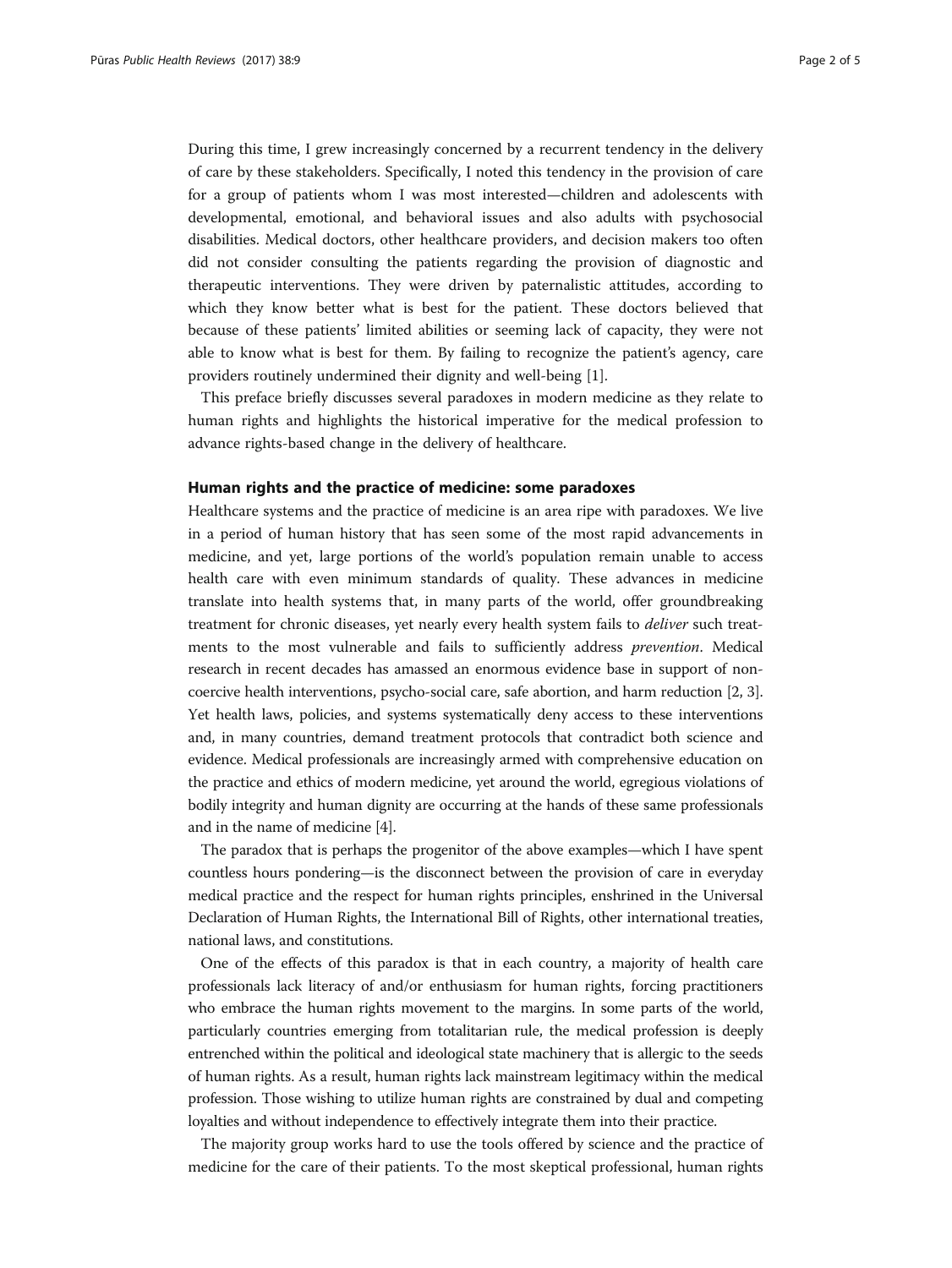During this time, I grew increasingly concerned by a recurrent tendency in the delivery of care by these stakeholders. Specifically, I noted this tendency in the provision of care for a group of patients whom I was most interested—children and adolescents with developmental, emotional, and behavioral issues and also adults with psychosocial disabilities. Medical doctors, other healthcare providers, and decision makers too often did not consider consulting the patients regarding the provision of diagnostic and therapeutic interventions. They were driven by paternalistic attitudes, according to which they know better what is best for the patient. These doctors believed that because of these patients' limited abilities or seeming lack of capacity, they were not able to know what is best for them. By failing to recognize the patient's agency, care providers routinely undermined their dignity and well-being [1].

This preface briefly discusses several paradoxes in modern medicine as they relate to human rights and highlights the historical imperative for the medical profession to advance rights-based change in the delivery of healthcare.

## Human rights and the practice of medicine: some paradoxes

Healthcare systems and the practice of medicine is an area ripe with paradoxes. We live in a period of human history that has seen some of the most rapid advancements in medicine, and yet, large portions of the world's population remain unable to access health care with even minimum standards of quality. These advances in medicine translate into health systems that, in many parts of the world, offer groundbreaking treatment for chronic diseases, yet nearly every health system fails to *deliver* such treatments to the most vulnerable and fails to sufficiently address *prevention*. Medical research in recent decades has amassed an enormous evidence base in support of non-coercive health interventions, psycho-social care, safe abortion, and harm reduction [2, 3]. Yet health laws, policies, and systems systematically deny access to these interventions and, in many countries, demand treatment protocols that contradict both science and evidence. Medical professionals are increasingly armed with comprehensive education on the practice and ethics of modern medicine, yet around the world, egregious violations of bodily integrity and human dignity are occurring at the hands of these same professionals and in the name of medicine [4].

The paradox that is perhaps the progenitor of the above examples—which I have spent countless hours pondering—is the disconnect between the provision of care in everyday medical practice and the respect for human rights principles, enshrined in the Universal Declaration of Human Rights, the International Bill of Rights, other international treaties, national laws, and constitutions.

One of the effects of this paradox is that in each country, a majority of health care professionals lack literacy of and/or enthusiasm for human rights, forcing practitioners who embrace the human rights movement to the margins. In some parts of the world, particularly countries emerging from totalitarian rule, the medical profession is deeply entrenched within the political and ideological state machinery that is allergic to the seeds of human rights. As a result, human rights lack mainstream legitimacy within the medical profession. Those wishing to utilize human rights are constrained by dual and competing loyalties and without independence to effectively integrate them into their practice.

The majority group works hard to use the tools offered by science and the practice of medicine for the care of their patients. To the most skeptical professional, human rights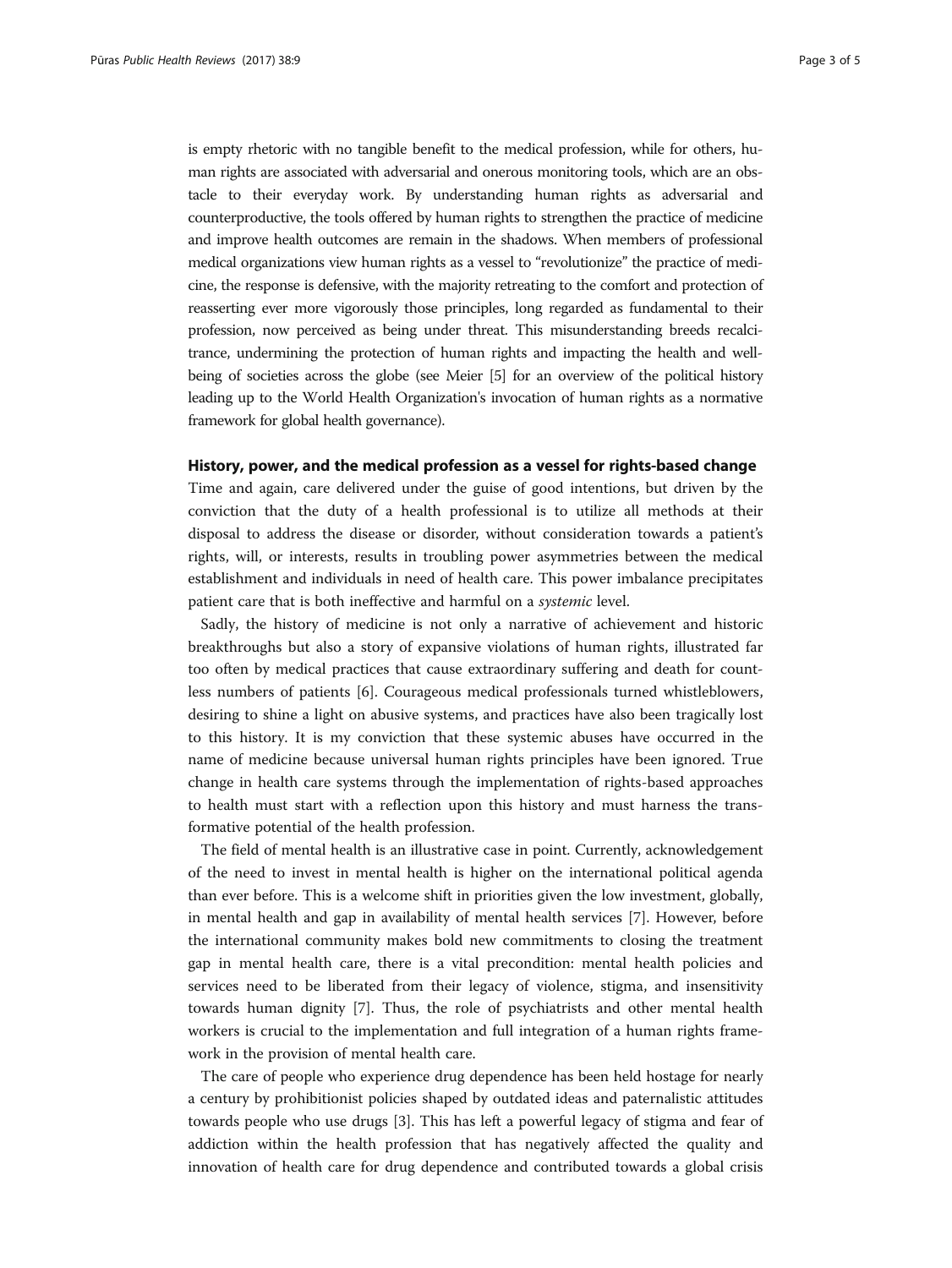is empty rhetoric with no tangible benefit to the medical profession, while for others, human rights are associated with adversarial and onerous monitoring tools, which are an obstacle to their everyday work. By understanding human rights as adversarial and counterproductive, the tools offered by human rights to strengthen the practice of medicine and improve health outcomes are remain in the shadows. When members of professional medical organizations view human rights as a vessel to "revolutionize" the practice of medicine, the response is defensive, with the majority retreating to the comfort and protection of reasserting ever more vigorously those principles, long regarded as fundamental to their profession, now perceived as being under threat. This misunderstanding breeds recalcitrance, undermining the protection of human rights and impacting the health and well-being of societies across the globe (see Meier [5] for an overview of the political history leading up to the World Health Organization's invocation of human rights as a normative framework for global health governance).

## History, power, and the medical profession as a vessel for rights-based change

Time and again, care delivered under the guise of good intentions, but driven by the conviction that the duty of a health professional is to utilize all methods at their disposal to address the disease or disorder, without consideration towards a patient's rights, will, or interests, results in troubling power asymmetries between the medical establishment and individuals in need of health care. This power imbalance precipitates patient care that is both ineffective and harmful on a *systemic* level.

Sadly, the history of medicine is not only a narrative of achievement and historic breakthroughs but also a story of expansive violations of human rights, illustrated far too often by medical practices that cause extraordinary suffering and death for countless numbers of patients [6]. Courageous medical professionals turned whistleblowers, desiring to shine a light on abusive systems, and practices have also been tragically lost to this history. It is my conviction that these systemic abuses have occurred in the name of medicine because universal human rights principles have been ignored. True change in health care systems through the implementation of rights-based approaches to health must start with a reflection upon this history and must harness the transformative potential of the health profession.

The field of mental health is an illustrative case in point. Currently, acknowledgement of the need to invest in mental health is higher on the international political agenda than ever before. This is a welcome shift in priorities given the low investment, globally, in mental health and gap in availability of mental health services [7]. However, before the international community makes bold new commitments to closing the treatment gap in mental health care, there is a vital precondition: mental health policies and services need to be liberated from their legacy of violence, stigma, and insensitivity towards human dignity [7]. Thus, the role of psychiatrists and other mental health workers is crucial to the implementation and full integration of a human rights framework in the provision of mental health care.

The care of people who experience drug dependence has been held hostage for nearly a century by prohibitionist policies shaped by outdated ideas and paternalistic attitudes towards people who use drugs [3]. This has left a powerful legacy of stigma and fear of addiction within the health profession that has negatively affected the quality and innovation of health care for drug dependence and contributed towards a global crisis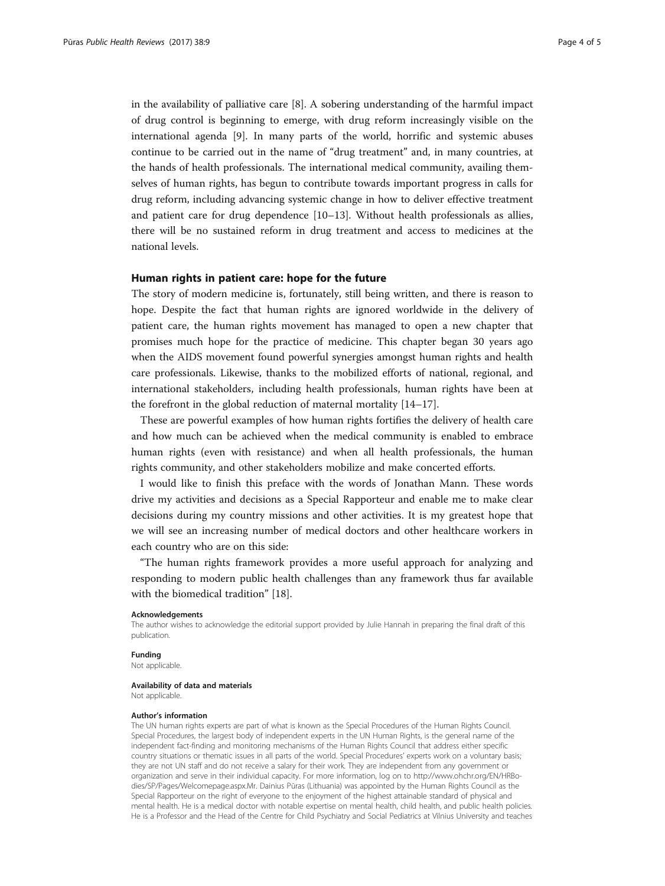in the availability of palliative care [8]. A sobering understanding of the harmful impact of drug control is beginning to emerge, with drug reform increasingly visible on the international agenda [9]. In many parts of the world, horrific and systemic abuses continue to be carried out in the name of "drug treatment" and, in many countries, at the hands of health professionals. The international medical community, availing themselves of human rights, has begun to contribute towards important progress in calls for drug reform, including advancing systemic change in how to deliver effective treatment and patient care for drug dependence [10–13]. Without health professionals as allies, there will be no sustained reform in drug treatment and access to medicines at the national levels.

## Human rights in patient care: hope for the future

The story of modern medicine is, fortunately, still being written, and there is reason to hope. Despite the fact that human rights are ignored worldwide in the delivery of patient care, the human rights movement has managed to open a new chapter that promises much hope for the practice of medicine. This chapter began 30 years ago when the AIDS movement found powerful synergies amongst human rights and health care professionals. Likewise, thanks to the mobilized efforts of national, regional, and international stakeholders, including health professionals, human rights have been at the forefront in the global reduction of maternal mortality [14–17].

These are powerful examples of how human rights fortifies the delivery of health care and how much can be achieved when the medical community is enabled to embrace human rights (even with resistance) and when all health professionals, the human rights community, and other stakeholders mobilize and make concerted efforts.

I would like to finish this preface with the words of Jonathan Mann. These words drive my activities and decisions as a Special Rapporteur and enable me to make clear decisions during my country missions and other activities. It is my greatest hope that we will see an increasing number of medical doctors and other healthcare workers in each country who are on this side:

"The human rights framework provides a more useful approach for analyzing and responding to modern public health challenges than any framework thus far available with the biomedical tradition" [18].

#### Acknowledgements

The author wishes to acknowledge the editorial support provided by Julie Hannah in preparing the final draft of this publication.

#### Funding

Not applicable.

#### Availability of data and materials

Not applicable.

#### Author's information

The UN human rights experts are part of what is known as the Special Procedures of the Human Rights Council. Special Procedures, the largest body of independent experts in the UN Human Rights, is the general name of the independent fact-finding and monitoring mechanisms of the Human Rights Council that address either specific country situations or thematic issues in all parts of the world. Special Procedures' experts work on a voluntary basis; they are not UN staff and do not receive a salary for their work. They are independent from any government or organization and serve in their individual capacity. For more information, log on to http://www.ohchr.org/EN/HRBodies/SP/Pages/Welcomepage.aspx.Mr. Dainius Pūras (Lithuania) was appointed by the Human Rights Council as the Special Rapporteur on the right of everyone to the enjoyment of the highest attainable standard of physical and mental health. He is a medical doctor with notable expertise on mental health, child health, and public health policies. He is a Professor and the Head of the Centre for Child Psychiatry and Social Pediatrics at Vilnius University and teaches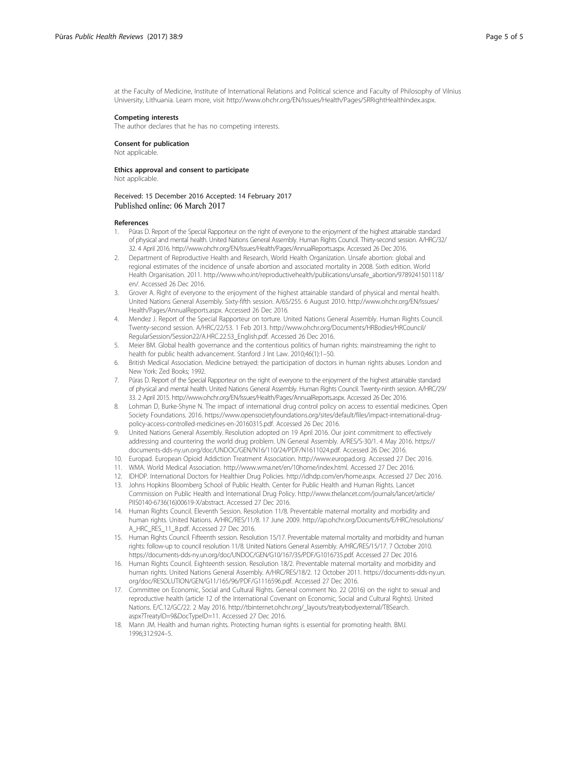at the Faculty of Medicine, Institute of International Relations and Political science and Faculty of Philosophy of Vilnius University, Lithuania. Learn more, visit http://www.ohchr.org/EN/Issues/Health/Pages/SRRightHealthIndex.aspx.

#### Competing interests
The author declares that he has no competing interests.

#### Consent for publication
Not applicable.

#### Ethics approval and consent to participate
Not applicable.

Received: 15 December 2016 Accepted: 14 February 2017
Published online: 06 March 2017

#### References
1. Pūras D. Report of the Special Rapporteur on the right of everyone to the enjoyment of the highest attainable standard of physical and mental health. United Nations General Assembly. Human Rights Council. Thirty-second session. A/HRC/32/32. 4 April 2016. http://www.ohchr.org/EN/Issues/Health/Pages/AnnualReports.aspx. Accessed 26 Dec 2016.
2. Department of Reproductive Health and Research, World Health Organization. Unsafe abortion: global and regional estimates of the incidence of unsafe abortion and associated mortality in 2008. Sixth edition. World Health Organisation. 2011. http://www.who.int/reproductivehealth/publications/unsafe_abortion/9789241501118/en/. Accessed 26 Dec 2016.
3. Grover A. Right of everyone to the enjoyment of the highest attainable standard of physical and mental health. United Nations General Assembly. Sixty-fifth session. A/65/255. 6 August 2010. http://www.ohchr.org/EN/Issues/Health/Pages/AnnualReports.aspx. Accessed 26 Dec 2016.
4. Mendez J. Report of the Special Rapporteur on torture. United Nations General Assembly. Human Rights Council. Twenty-second session. A/HRC/22/53. 1 Feb 2013. http://www.ohchr.org/Documents/HRBodies/HRCouncil/RegularSession/Session22/A.HRC.22.53_English.pdf. Accessed 26 Dec 2016.
5. Meier BM. Global health governance and the contentious politics of human rights: mainstreaming the right to health for public health advancement. Stanford J Int Law. 2010;46(1):1–50.
6. British Medical Association. Medicine betrayed: the participation of doctors in human rights abuses. London and New York: Zed Books; 1992.
7. Pūras D. Report of the Special Rapporteur on the right of everyone to the enjoyment of the highest attainable standard of physical and mental health. United Nations General Assembly. Human Rights Council. Twenty-ninth session. A/HRC/29/33. 2 April 2015. http://www.ohchr.org/EN/Issues/Health/Pages/AnnualReports.aspx. Accessed 26 Dec 2016.
8. Lohman D, Burke-Shyne N. The impact of international drug control policy on access to essential medicines. Open Society Foundations. 2016. https://www.opensocietyfoundations.org/sites/default/files/impact-international-drug-policy-access-controlled-medicines-en-20160315.pdf. Accessed 26 Dec 2016.
9. United Nations General Assembly. Resolution adopted on 19 April 2016. Our joint commitment to effectively addressing and countering the world drug problem. UN General Assembly. A/RES/S-30/1. 4 May 2016. https://documents-dds-ny.un.org/doc/UNDOC/GEN/N16/110/24/PDF/N1611024.pdf. Accessed 26 Dec 2016.
10. Europad. European Opioid Addiction Treatment Association. http://www.europad.org. Accessed 27 Dec 2016.
11. WMA. World Medical Association. http://www.wma.net/en/10home/index.html. Accessed 27 Dec 2016.
12. IDHDP. International Doctors for Healthier Drug Policies. http://idhdp.com/en/home.aspx. Accessed 27 Dec 2016.
13. Johns Hopkins Bloomberg School of Public Health. Center for Public Health and Human Rights. Lancet Commission on Public Health and International Drug Policy. http://www.thelancet.com/journals/lancet/article/PIIS0140-6736(16)00619-X/abstract. Accessed 27 Dec 2016.
14. Human Rights Council. Eleventh Session. Resolution 11/8. Preventable maternal mortality and morbidity and human rights. United Nations. A/HRC/RES/11/8. 17 June 2009. http://ap.ohchr.org/Documents/E/HRC/resolutions/A_HRC_RES_11_8.pdf. Accessed 27 Dec 2016.
15. Human Rights Council. Fifteenth session. Resolution 15/17. Preventable maternal mortality and morbidity and human rights: follow-up to council resolution 11/8. United Nations General Assembly. A/HRC/RES/15/17. 7 October 2010. https://documents-dds-ny.un.org/doc/UNDOC/GEN/G10/167/35/PDF/G1016735.pdf. Accessed 27 Dec 2016.
16. Human Rights Council. Eighteenth session. Resolution 18/2. Preventable maternal mortality and morbidity and human rights. United Nations General Assembly. A/HRC/RES/18/2. 12 October 2011. https://documents-dds-ny.un.org/doc/RESOLUTION/GEN/G11/165/96/PDF/G1116596.pdf. Accessed 27 Dec 2016.
17. Committee on Economic, Social and Cultural Rights. General comment No. 22 (2016) on the right to sexual and reproductive health (article 12 of the International Covenant on Economic, Social and Cultural Rights). United Nations. E/C.12/GC/22. 2 May 2016. http://tbinternet.ohchr.org/_layouts/treatybodyexternal/TBSearch.aspx?TreatyID=9&DocTypeID=11. Accessed 27 Dec 2016.
18. Mann JM. Health and human rights. Protecting human rights is essential for promoting health. BMJ. 1996;312:924–5.